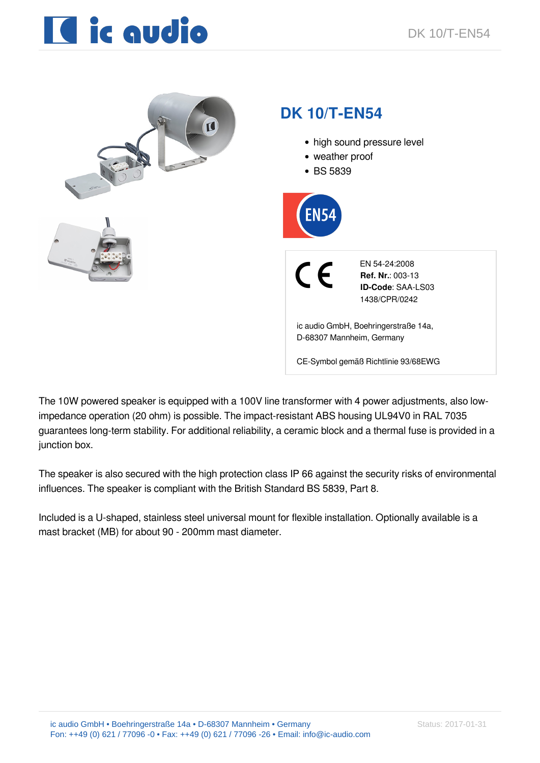# DK 10/T-EN54

- high sound pressure level
- weather proof
- BS 5839

EN54

EN 54-24:2008
**Ref. Nr.**: 003-13
**ID-Code**: SAA-LS03
1438/CPR/0242

ic audio GmbH, Boehringerstraße 14a,
D-68307 Mannheim, Germany

CE-Symbol gemäß Richtlinie 93/68EWG

The 10W powered speaker is equipped with a 100V line transformer with 4 power adjustments, also low-impedance operation (20 ohm) is possible. The impact-resistant ABS housing UL94V0 in RAL 7035 guarantees long-term stability. For additional reliability, a ceramic block and a thermal fuse is provided in a junction box.

The speaker is also secured with the high protection class IP 66 against the security risks of environmental influences. The speaker is compliant with the British Standard BS 5839, Part 8.

Included is a U-shaped, stainless steel universal mount for flexible installation. Optionally available is a mast bracket (MB) for about 90 - 200mm mast diameter.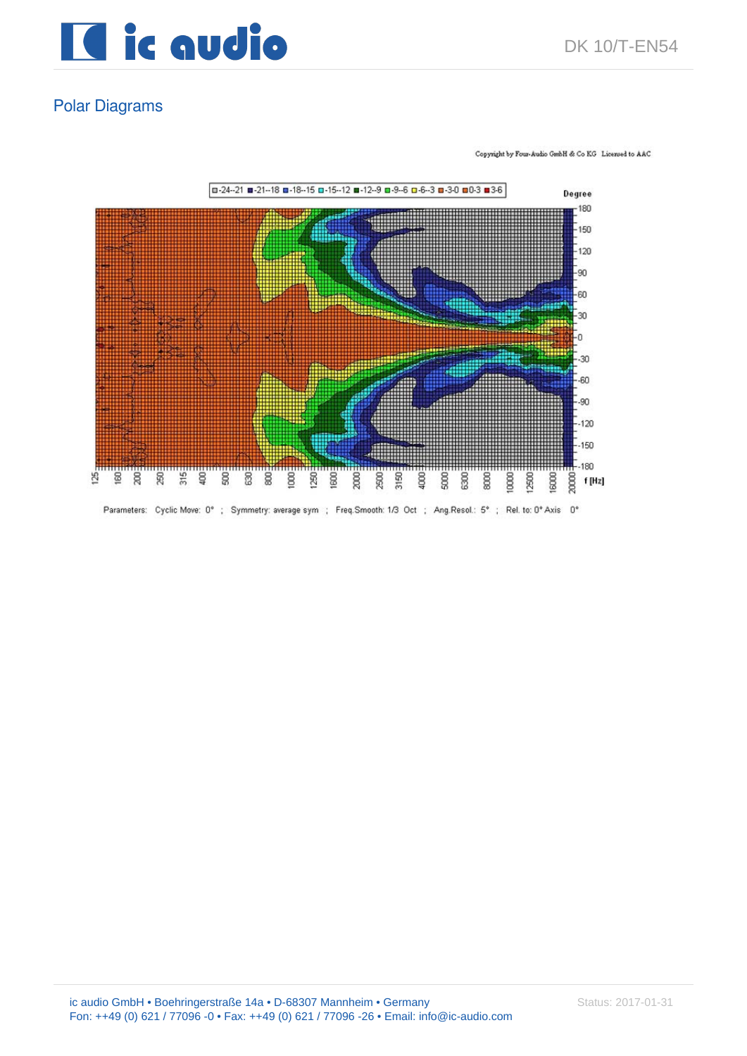## Polar Diagrams

Copyright by Four-Audio GmbH & Co KG Licensed to AAC

-24--21 -21--18 -18--15 -15--12 -12--9 -9--6 -6--3 -3-0 0-3 3-6

Degree

180 150 120 90 60 30 0 -30 -60 -90 -120 -150 -180

125 160 200 250 315 400 500 630 800 1000 1250 1600 2000 2500 3150 4000 5000 6300 8000 10000 12500 16000 20000 f [Hz]

Parameters: Cyclic Move: 0° ; Symmetry: average sym ; Freq.Smooth: 1/3 Oct ; Ang.Resol.: 5° ; Rel. to: 0° Axis 0°

ic audio GmbH • Boehringerstraße 14a • D-68307 Mannheim • Germany
Fon: ++49 (0) 621 / 77096 -0 • Fax: ++49 (0) 621 / 77096 -26 • Email: info@ic-audio.com

Status: 2017-01-31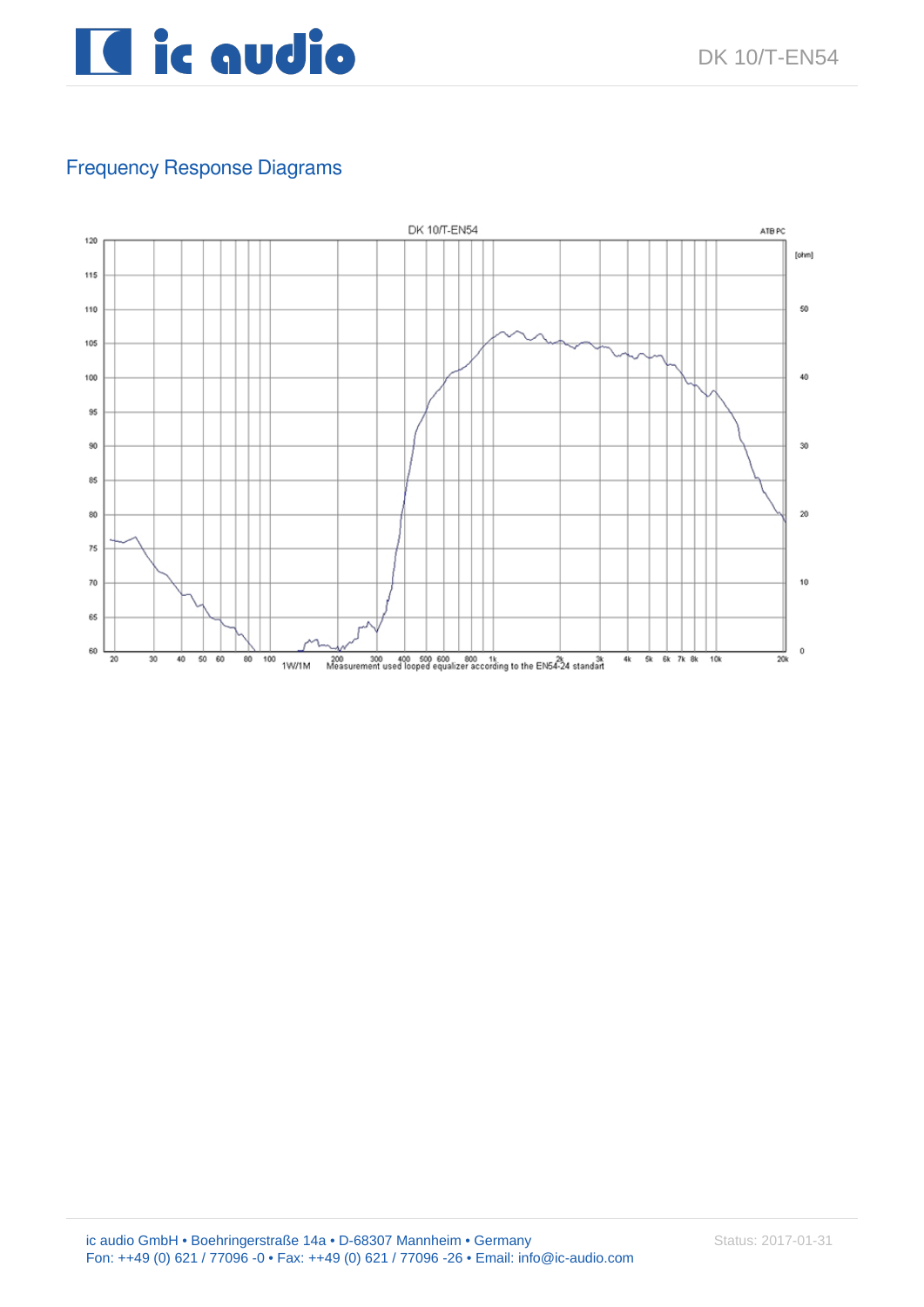## Frequency Response Diagrams

DK 10/T-EN54

1W/1M Measurement used looped equalizer according to the EN54-24 standart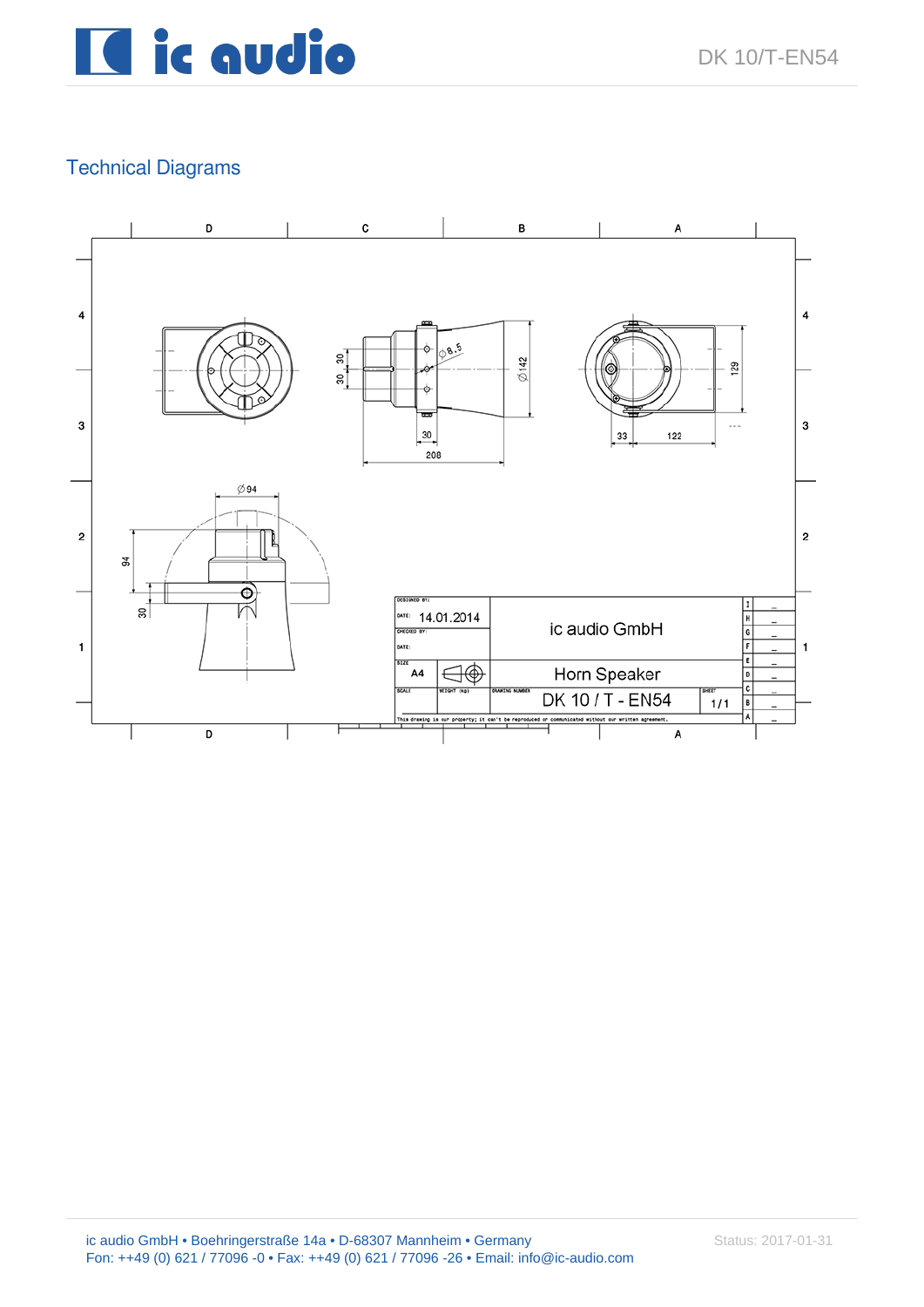## Technical Diagrams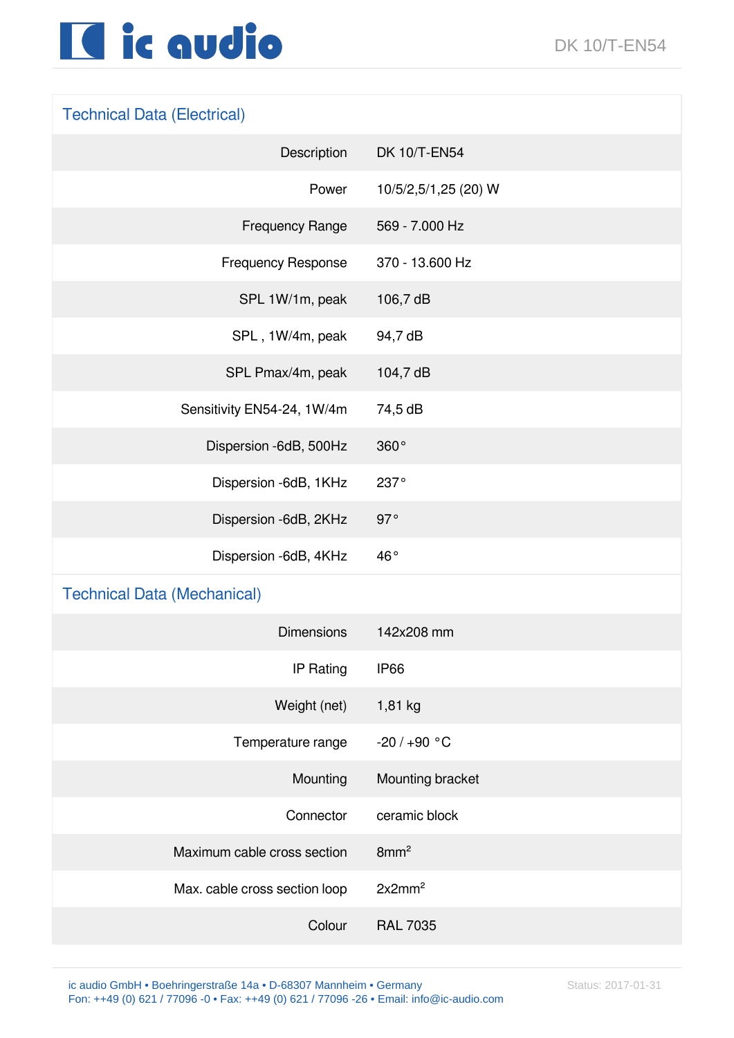## Technical Data (Electrical)

| | |
|---|---|
| Description | DK 10/T-EN54 |
| Power | 10/5/2,5/1,25 (20) W |
| Frequency Range | 569 - 7.000 Hz |
| Frequency Response | 370 - 13.600 Hz |
| SPL 1W/1m, peak | 106,7 dB |
| SPL , 1W/4m, peak | 94,7 dB |
| SPL Pmax/4m, peak | 104,7 dB |
| Sensitivity EN54-24, 1W/4m | 74,5 dB |
| Dispersion -6dB, 500Hz | 360° |
| Dispersion -6dB, 1KHz | 237° |
| Dispersion -6dB, 2KHz | 97° |
| Dispersion -6dB, 4KHz | 46° |

## Technical Data (Mechanical)

| | |
|---|---|
| Dimensions | 142x208 mm |
| IP Rating | IP66 |
| Weight (net) | 1,81 kg |
| Temperature range | -20 / +90 °C |
| Mounting | Mounting bracket |
| Connector | ceramic block |
| Maximum cable cross section | 8mm$^2$ |
| Max. cable cross section loop | 2x2mm$^2$ |
| Colour | RAL 7035 |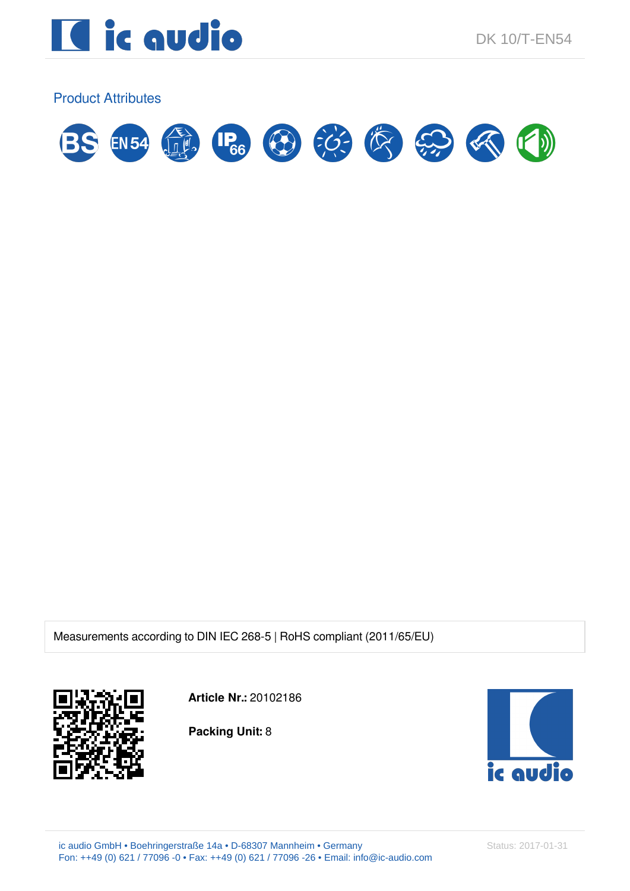## Product Attributes

Measurements according to DIN IEC 268-5 | RoHS compliant (2011/65/EU)

**Article Nr.:** 20102186

**Packing Unit:** 8

ic audio GmbH • Boehringerstraße 14a • D-68307 Mannheim • Germany
Fon: ++49 (0) 621 / 77096 -0 • Fax: ++49 (0) 621 / 77096 -26 • Email: info@ic-audio.com

Status: 2017-01-31